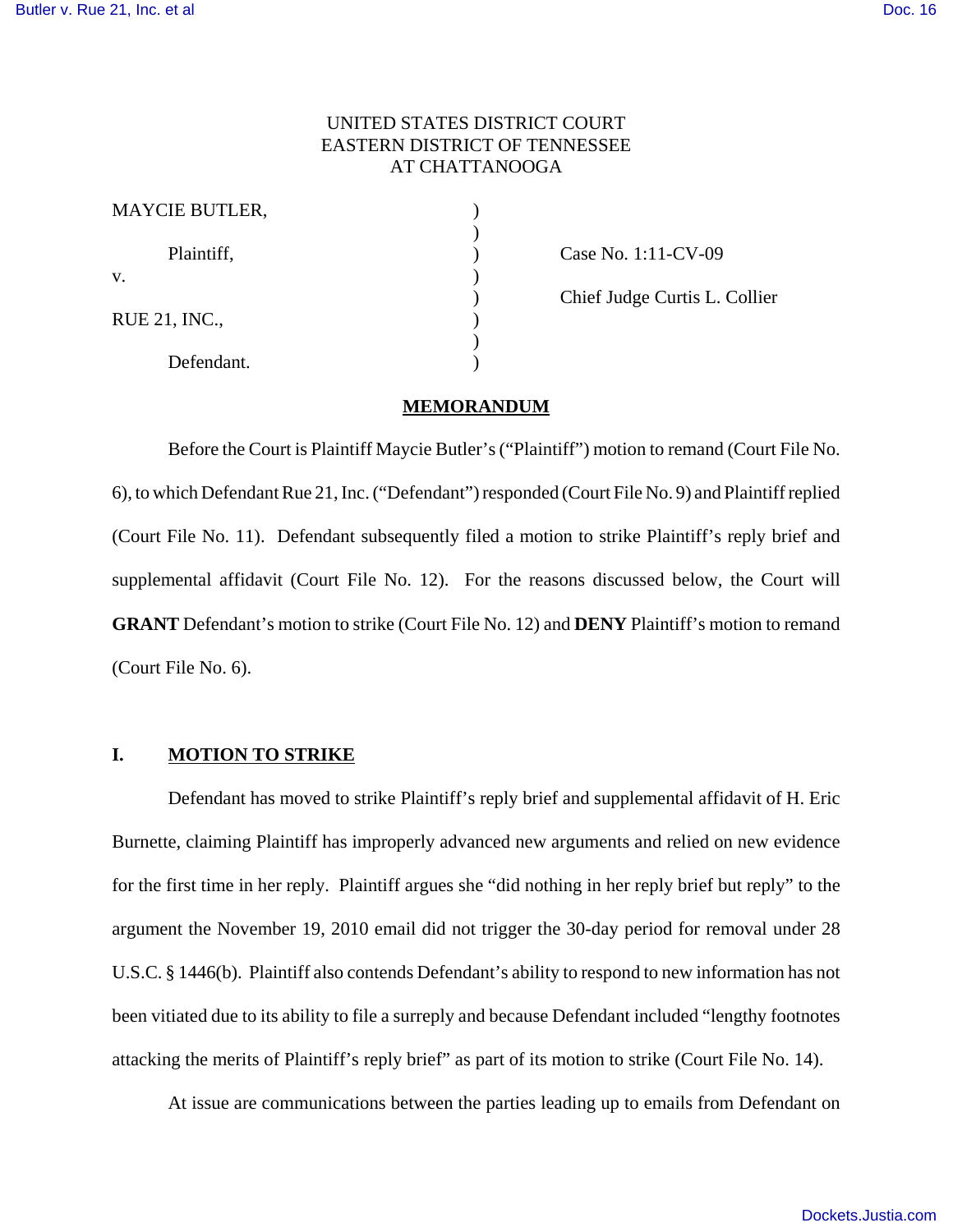UNITED STATES DISTRICT COURT
EASTERN DISTRICT OF TENNESSEE
AT CHATTANOOGA

| | | |
|---|---|---|
| MAYCIE BUTLER, | ) | |
| | ) | |
| Plaintiff, | ) | Case No. 1:11-CV-09 |
| v. | ) | |
| | ) | Chief Judge Curtis L. Collier |
| RUE 21, INC., | ) | |
| | ) | |
| Defendant. | ) | |

## MEMORANDUM

Before the Court is Plaintiff Maycie Butler's ("Plaintiff") motion to remand (Court File No. 6), to which Defendant Rue 21, Inc. ("Defendant") responded (Court File No. 9) and Plaintiff replied (Court File No. 11). Defendant subsequently filed a motion to strike Plaintiff's reply brief and supplemental affidavit (Court File No. 12). For the reasons discussed below, the Court will **GRANT** Defendant's motion to strike (Court File No. 12) and **DENY** Plaintiff's motion to remand (Court File No. 6).

## I. MOTION TO STRIKE

Defendant has moved to strike Plaintiff's reply brief and supplemental affidavit of H. Eric Burnette, claiming Plaintiff has improperly advanced new arguments and relied on new evidence for the first time in her reply. Plaintiff argues she "did nothing in her reply brief but reply" to the argument the November 19, 2010 email did not trigger the 30-day period for removal under 28 U.S.C. § 1446(b). Plaintiff also contends Defendant's ability to respond to new information has not been vitiated due to its ability to file a surreply and because Defendant included "lengthy footnotes attacking the merits of Plaintiff's reply brief" as part of its motion to strike (Court File No. 14).

At issue are communications between the parties leading up to emails from Defendant on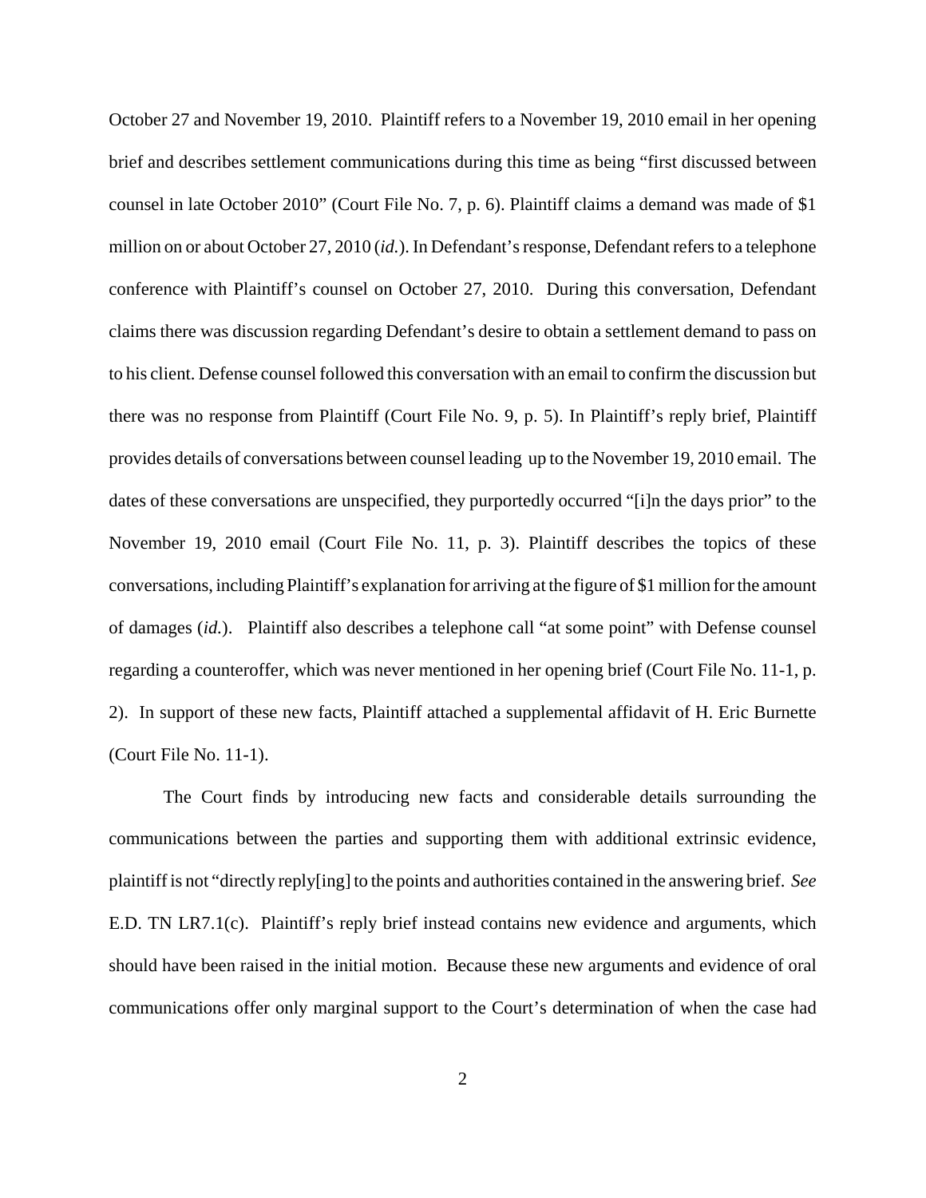October 27 and November 19, 2010. Plaintiff refers to a November 19, 2010 email in her opening brief and describes settlement communications during this time as being "first discussed between counsel in late October 2010" (Court File No. 7, p. 6). Plaintiff claims a demand was made of $1 million on or about October 27, 2010 (*id.*). In Defendant's response, Defendant refers to a telephone conference with Plaintiff's counsel on October 27, 2010. During this conversation, Defendant claims there was discussion regarding Defendant's desire to obtain a settlement demand to pass on to his client. Defense counsel followed this conversation with an email to confirm the discussion but there was no response from Plaintiff (Court File No. 9, p. 5). In Plaintiff's reply brief, Plaintiff provides details of conversations between counsel leading up to the November 19, 2010 email. The dates of these conversations are unspecified, they purportedly occurred "[i]n the days prior" to the November 19, 2010 email (Court File No. 11, p. 3). Plaintiff describes the topics of these conversations, including Plaintiff's explanation for arriving at the figure of $1 million for the amount of damages (*id.*). Plaintiff also describes a telephone call "at some point" with Defense counsel regarding a counteroffer, which was never mentioned in her opening brief (Court File No. 11-1, p. 2). In support of these new facts, Plaintiff attached a supplemental affidavit of H. Eric Burnette (Court File No. 11-1).

The Court finds by introducing new facts and considerable details surrounding the communications between the parties and supporting them with additional extrinsic evidence, plaintiff is not "directly reply[ing] to the points and authorities contained in the answering brief. *See* E.D. TN LR7.1(c). Plaintiff's reply brief instead contains new evidence and arguments, which should have been raised in the initial motion. Because these new arguments and evidence of oral communications offer only marginal support to the Court's determination of when the case had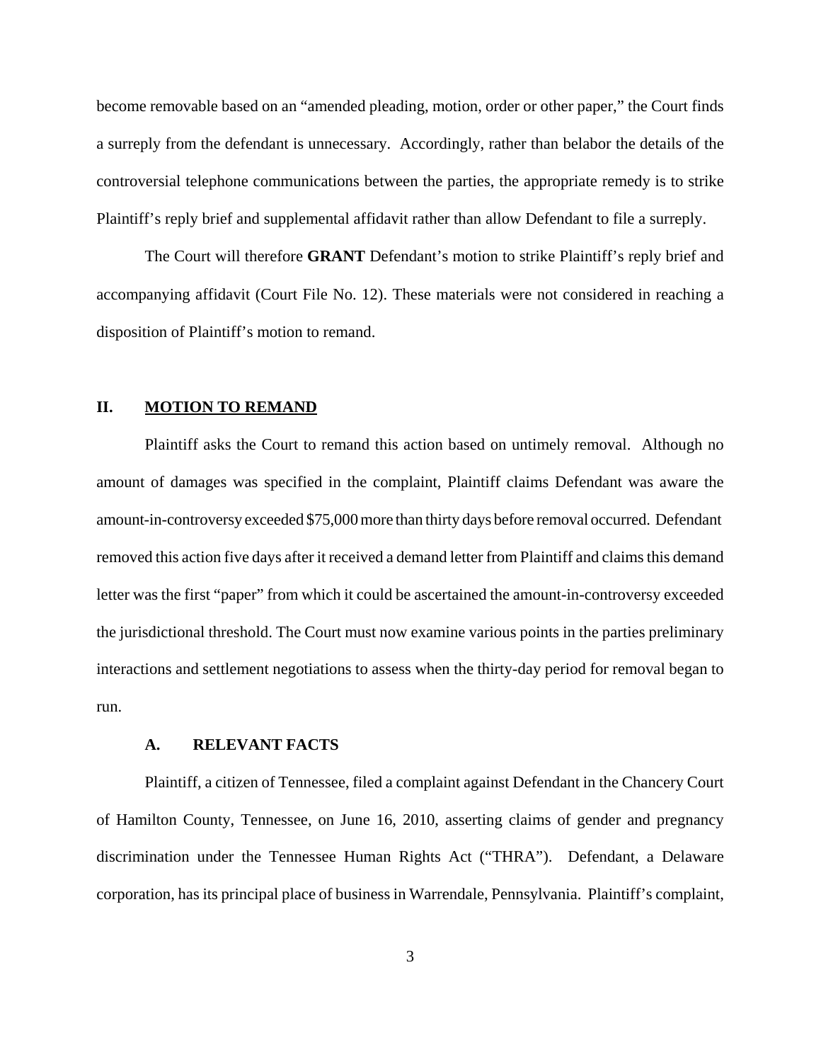become removable based on an "amended pleading, motion, order or other paper," the Court finds a surreply from the defendant is unnecessary. Accordingly, rather than belabor the details of the controversial telephone communications between the parties, the appropriate remedy is to strike Plaintiff's reply brief and supplemental affidavit rather than allow Defendant to file a surreply.

The Court will therefore **GRANT** Defendant's motion to strike Plaintiff's reply brief and accompanying affidavit (Court File No. 12). These materials were not considered in reaching a disposition of Plaintiff's motion to remand.

## II. MOTION TO REMAND

Plaintiff asks the Court to remand this action based on untimely removal. Although no amount of damages was specified in the complaint, Plaintiff claims Defendant was aware the amount-in-controversy exceeded $75,000 more than thirty days before removal occurred. Defendant removed this action five days after it received a demand letter from Plaintiff and claims this demand letter was the first "paper" from which it could be ascertained the amount-in-controversy exceeded the jurisdictional threshold. The Court must now examine various points in the parties preliminary interactions and settlement negotiations to assess when the thirty-day period for removal began to run.

### A. RELEVANT FACTS

Plaintiff, a citizen of Tennessee, filed a complaint against Defendant in the Chancery Court of Hamilton County, Tennessee, on June 16, 2010, asserting claims of gender and pregnancy discrimination under the Tennessee Human Rights Act ("THRA"). Defendant, a Delaware corporation, has its principal place of business in Warrendale, Pennsylvania. Plaintiff's complaint,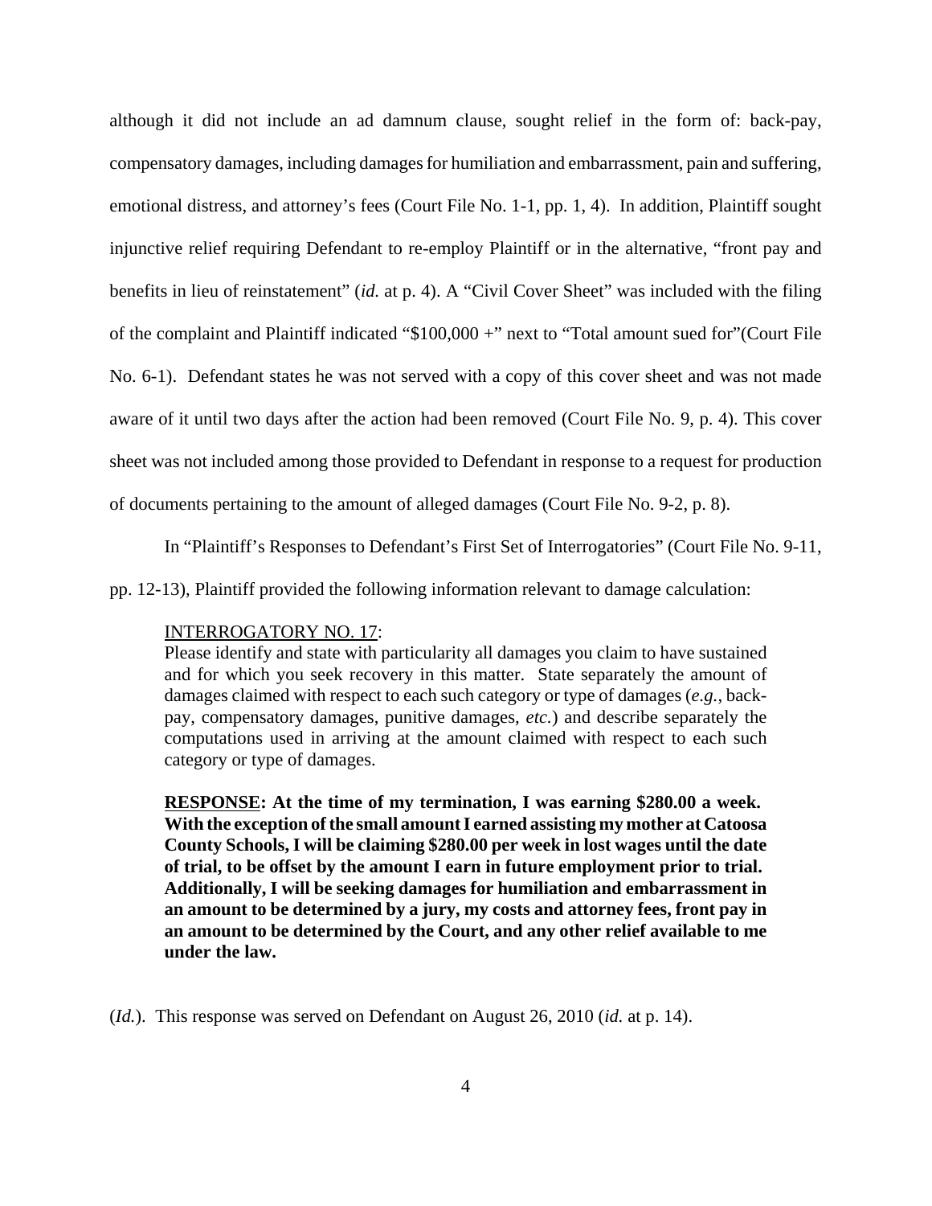although it did not include an ad damnum clause, sought relief in the form of: back-pay, compensatory damages, including damages for humiliation and embarrassment, pain and suffering, emotional distress, and attorney's fees (Court File No. 1-1, pp. 1, 4). In addition, Plaintiff sought injunctive relief requiring Defendant to re-employ Plaintiff or in the alternative, "front pay and benefits in lieu of reinstatement" (*id.* at p. 4). A "Civil Cover Sheet" was included with the filing of the complaint and Plaintiff indicated "$100,000 +" next to "Total amount sued for"(Court File No. 6-1). Defendant states he was not served with a copy of this cover sheet and was not made aware of it until two days after the action had been removed (Court File No. 9, p. 4). This cover sheet was not included among those provided to Defendant in response to a request for production of documents pertaining to the amount of alleged damages (Court File No. 9-2, p. 8).

In "Plaintiff's Responses to Defendant's First Set of Interrogatories" (Court File No. 9-11, pp. 12-13), Plaintiff provided the following information relevant to damage calculation:

> <u>INTERROGATORY NO. 17</u>:
> Please identify and state with particularity all damages you claim to have sustained and for which you seek recovery in this matter. State separately the amount of damages claimed with respect to each such category or type of damages (*e.g.*, back-pay, compensatory damages, punitive damages, *etc.*) and describe separately the computations used in arriving at the amount claimed with respect to each such category or type of damages.
>
> **<u>RESPONSE</u>: At the time of my termination, I was earning $280.00 a week. With the exception of the small amount I earned assisting my mother at Catoosa County Schools, I will be claiming $280.00 per week in lost wages until the date of trial, to be offset by the amount I earn in future employment prior to trial. Additionally, I will be seeking damages for humiliation and embarrassment in an amount to be determined by a jury, my costs and attorney fees, front pay in an amount to be determined by the Court, and any other relief available to me under the law.**

(*Id.*). This response was served on Defendant on August 26, 2010 (*id.* at p. 14).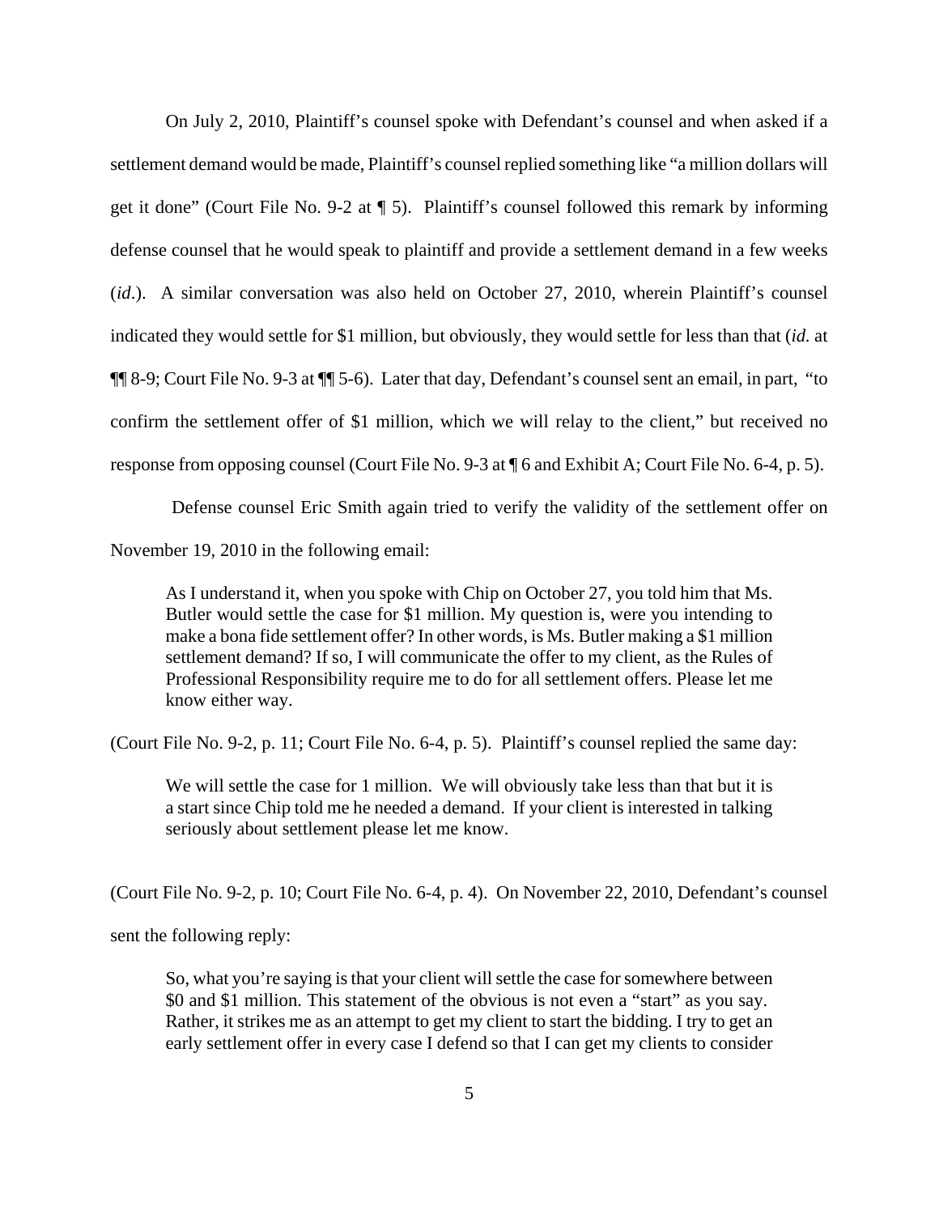On July 2, 2010, Plaintiff's counsel spoke with Defendant's counsel and when asked if a settlement demand would be made, Plaintiff's counsel replied something like "a million dollars will get it done" (Court File No. 9-2 at ¶ 5). Plaintiff's counsel followed this remark by informing defense counsel that he would speak to plaintiff and provide a settlement demand in a few weeks (*id*.). A similar conversation was also held on October 27, 2010, wherein Plaintiff's counsel indicated they would settle for $1 million, but obviously, they would settle for less than that (*id.* at ¶¶ 8-9; Court File No. 9-3 at ¶¶ 5-6). Later that day, Defendant's counsel sent an email, in part, "to confirm the settlement offer of $1 million, which we will relay to the client," but received no response from opposing counsel (Court File No. 9-3 at ¶ 6 and Exhibit A; Court File No. 6-4, p. 5).

Defense counsel Eric Smith again tried to verify the validity of the settlement offer on November 19, 2010 in the following email:

> As I understand it, when you spoke with Chip on October 27, you told him that Ms. Butler would settle the case for $1 million. My question is, were you intending to make a bona fide settlement offer? In other words, is Ms. Butler making a $1 million settlement demand? If so, I will communicate the offer to my client, as the Rules of Professional Responsibility require me to do for all settlement offers. Please let me know either way.

(Court File No. 9-2, p. 11; Court File No. 6-4, p. 5). Plaintiff's counsel replied the same day:

> We will settle the case for 1 million. We will obviously take less than that but it is a start since Chip told me he needed a demand. If your client is interested in talking seriously about settlement please let me know.

(Court File No. 9-2, p. 10; Court File No. 6-4, p. 4). On November 22, 2010, Defendant's counsel sent the following reply:

> So, what you're saying is that your client will settle the case for somewhere between $0 and $1 million. This statement of the obvious is not even a "start" as you say. Rather, it strikes me as an attempt to get my client to start the bidding. I try to get an early settlement offer in every case I defend so that I can get my clients to consider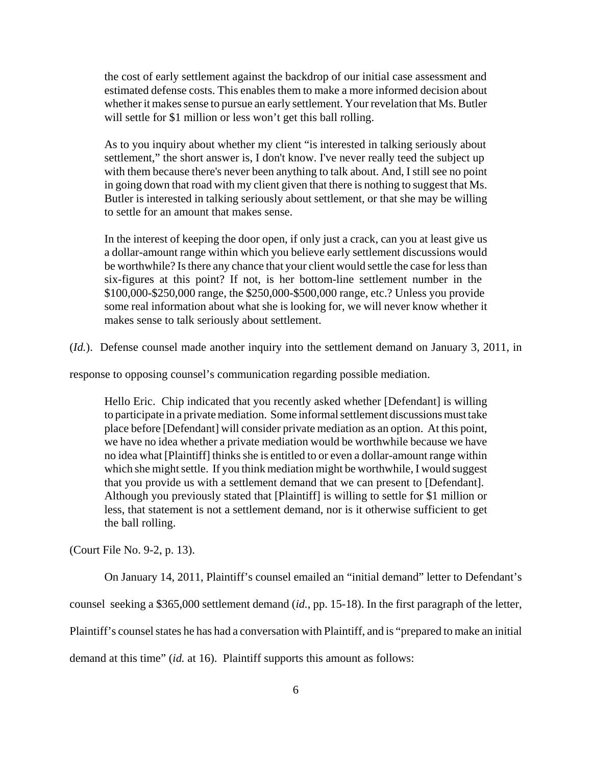> the cost of early settlement against the backdrop of our initial case assessment and estimated defense costs. This enables them to make a more informed decision about whether it makes sense to pursue an early settlement. Your revelation that Ms. Butler will settle for $1 million or less won't get this ball rolling.
>
> As to you inquiry about whether my client "is interested in talking seriously about settlement," the short answer is, I don't know. I've never really teed the subject up with them because there's never been anything to talk about. And, I still see no point in going down that road with my client given that there is nothing to suggest that Ms. Butler is interested in talking seriously about settlement, or that she may be willing to settle for an amount that makes sense.
>
> In the interest of keeping the door open, if only just a crack, can you at least give us a dollar-amount range within which you believe early settlement discussions would be worthwhile? Is there any chance that your client would settle the case for less than six-figures at this point? If not, is her bottom-line settlement number in the $100,000-$250,000 range, the $250,000-$500,000 range, etc.? Unless you provide some real information about what she is looking for, we will never know whether it makes sense to talk seriously about settlement.

(*Id.*). Defense counsel made another inquiry into the settlement demand on January 3, 2011, in response to opposing counsel's communication regarding possible mediation.

> Hello Eric. Chip indicated that you recently asked whether [Defendant] is willing to participate in a private mediation. Some informal settlement discussions must take place before [Defendant] will consider private mediation as an option. At this point, we have no idea whether a private mediation would be worthwhile because we have no idea what [Plaintiff] thinks she is entitled to or even a dollar-amount range within which she might settle. If you think mediation might be worthwhile, I would suggest that you provide us with a settlement demand that we can present to [Defendant]. Although you previously stated that [Plaintiff] is willing to settle for $1 million or less, that statement is not a settlement demand, nor is it otherwise sufficient to get the ball rolling.

(Court File No. 9-2, p. 13).

On January 14, 2011, Plaintiff's counsel emailed an "initial demand" letter to Defendant's counsel seeking a $365,000 settlement demand (*id.*, pp. 15-18). In the first paragraph of the letter, Plaintiff's counsel states he has had a conversation with Plaintiff, and is "prepared to make an initial demand at this time" (*id.* at 16). Plaintiff supports this amount as follows: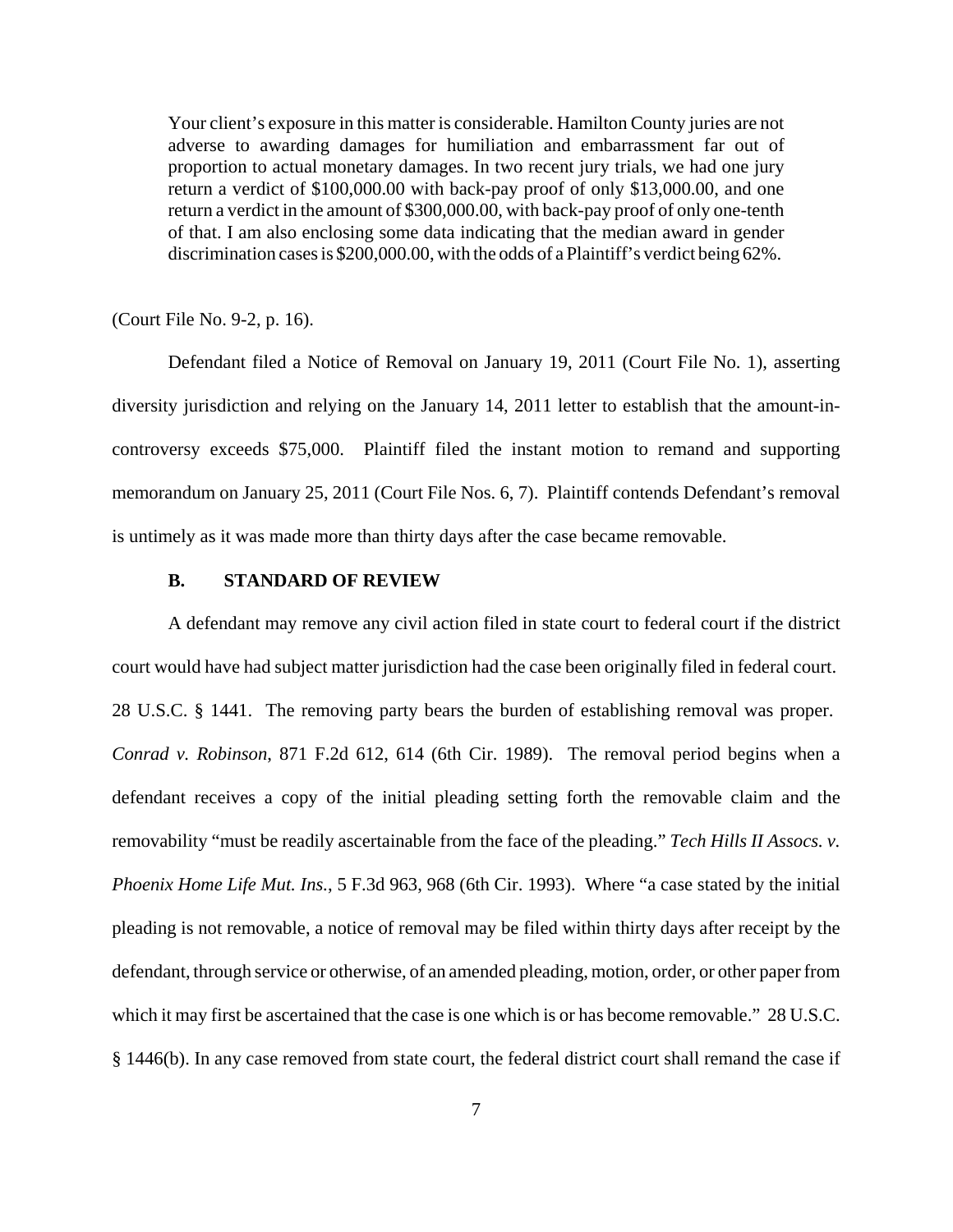> Your client's exposure in this matter is considerable. Hamilton County juries are not adverse to awarding damages for humiliation and embarrassment far out of proportion to actual monetary damages. In two recent jury trials, we had one jury return a verdict of $100,000.00 with back-pay proof of only $13,000.00, and one return a verdict in the amount of $300,000.00, with back-pay proof of only one-tenth of that. I am also enclosing some data indicating that the median award in gender discrimination cases is $200,000.00, with the odds of a Plaintiff's verdict being 62%.

(Court File No. 9-2, p. 16).

Defendant filed a Notice of Removal on January 19, 2011 (Court File No. 1), asserting diversity jurisdiction and relying on the January 14, 2011 letter to establish that the amount-in-controversy exceeds $75,000. Plaintiff filed the instant motion to remand and supporting memorandum on January 25, 2011 (Court File Nos. 6, 7). Plaintiff contends Defendant's removal is untimely as it was made more than thirty days after the case became removable.

### B. STANDARD OF REVIEW

A defendant may remove any civil action filed in state court to federal court if the district court would have had subject matter jurisdiction had the case been originally filed in federal court. 28 U.S.C. § 1441. The removing party bears the burden of establishing removal was proper. *Conrad v. Robinson*, 871 F.2d 612, 614 (6th Cir. 1989). The removal period begins when a defendant receives a copy of the initial pleading setting forth the removable claim and the removability "must be readily ascertainable from the face of the pleading." *Tech Hills II Assocs. v. Phoenix Home Life Mut. Ins.*, 5 F.3d 963, 968 (6th Cir. 1993). Where "a case stated by the initial pleading is not removable, a notice of removal may be filed within thirty days after receipt by the defendant, through service or otherwise, of an amended pleading, motion, order, or other paper from which it may first be ascertained that the case is one which is or has become removable." 28 U.S.C. § 1446(b). In any case removed from state court, the federal district court shall remand the case if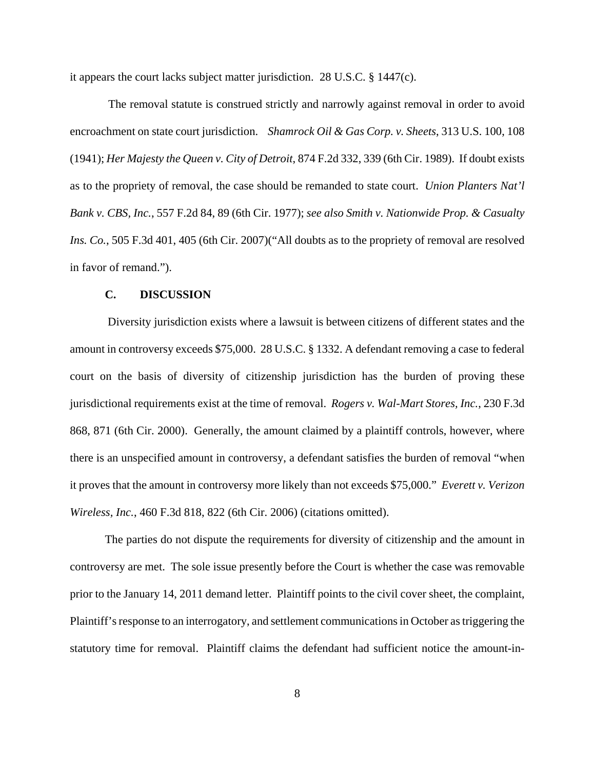it appears the court lacks subject matter jurisdiction. 28 U.S.C. § 1447(c).

The removal statute is construed strictly and narrowly against removal in order to avoid encroachment on state court jurisdiction. *Shamrock Oil & Gas Corp. v. Sheets*, 313 U.S. 100, 108 (1941); *Her Majesty the Queen v. City of Detroit*, 874 F.2d 332, 339 (6th Cir. 1989). If doubt exists as to the propriety of removal, the case should be remanded to state court. *Union Planters Nat'l Bank v. CBS, Inc.*, 557 F.2d 84, 89 (6th Cir. 1977); *see also Smith v. Nationwide Prop. & Casualty Ins. Co.*, 505 F.3d 401, 405 (6th Cir. 2007)("All doubts as to the propriety of removal are resolved in favor of remand.").

### C. DISCUSSION

Diversity jurisdiction exists where a lawsuit is between citizens of different states and the amount in controversy exceeds $75,000. 28 U.S.C. § 1332. A defendant removing a case to federal court on the basis of diversity of citizenship jurisdiction has the burden of proving these jurisdictional requirements exist at the time of removal. *Rogers v. Wal-Mart Stores, Inc.*, 230 F.3d 868, 871 (6th Cir. 2000). Generally, the amount claimed by a plaintiff controls, however, where there is an unspecified amount in controversy, a defendant satisfies the burden of removal "when it proves that the amount in controversy more likely than not exceeds $75,000." *Everett v. Verizon Wireless, Inc.*, 460 F.3d 818, 822 (6th Cir. 2006) (citations omitted).

The parties do not dispute the requirements for diversity of citizenship and the amount in controversy are met. The sole issue presently before the Court is whether the case was removable prior to the January 14, 2011 demand letter. Plaintiff points to the civil cover sheet, the complaint, Plaintiff's response to an interrogatory, and settlement communications in October as triggering the statutory time for removal. Plaintiff claims the defendant had sufficient notice the amount-in-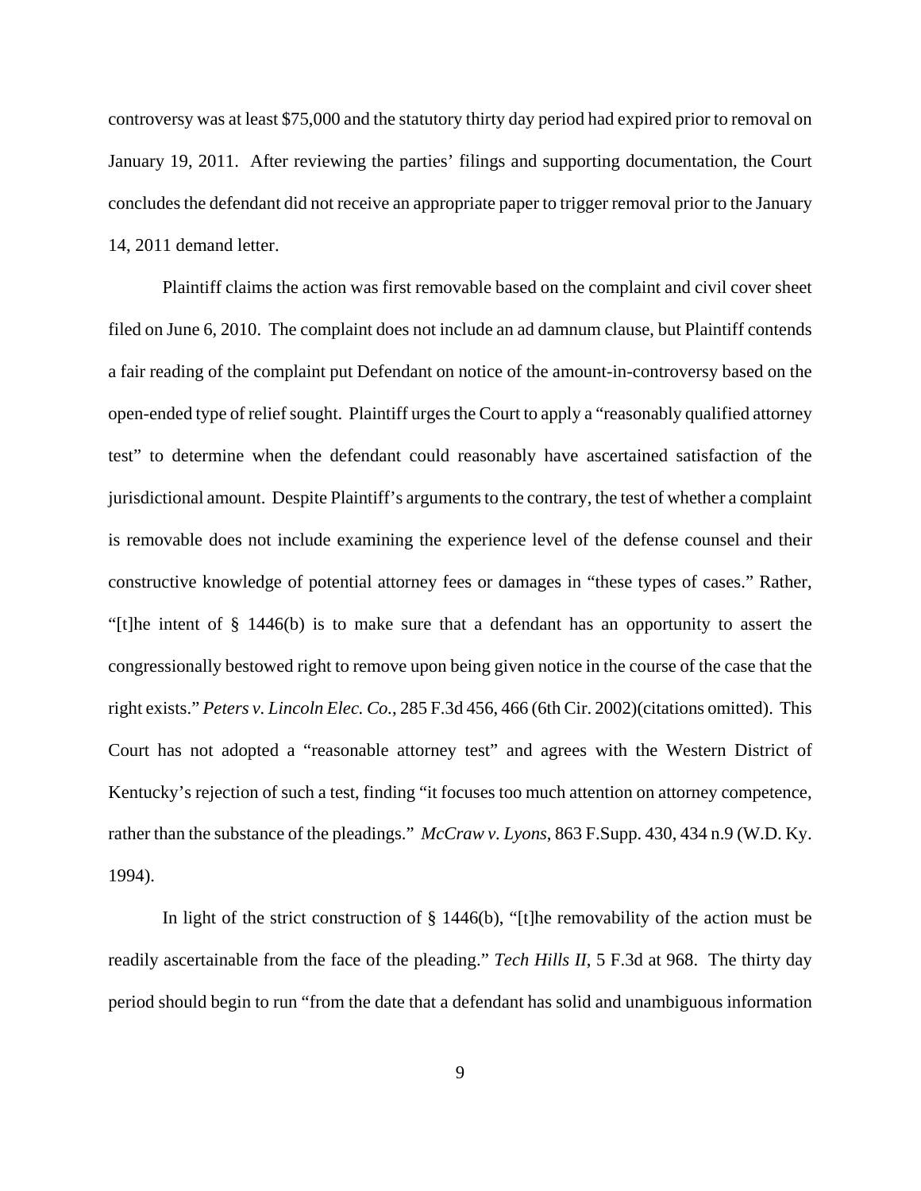controversy was at least $75,000 and the statutory thirty day period had expired prior to removal on January 19, 2011. After reviewing the parties' filings and supporting documentation, the Court concludes the defendant did not receive an appropriate paper to trigger removal prior to the January 14, 2011 demand letter.

Plaintiff claims the action was first removable based on the complaint and civil cover sheet filed on June 6, 2010. The complaint does not include an ad damnum clause, but Plaintiff contends a fair reading of the complaint put Defendant on notice of the amount-in-controversy based on the open-ended type of relief sought. Plaintiff urges the Court to apply a "reasonably qualified attorney test" to determine when the defendant could reasonably have ascertained satisfaction of the jurisdictional amount. Despite Plaintiff's arguments to the contrary, the test of whether a complaint is removable does not include examining the experience level of the defense counsel and their constructive knowledge of potential attorney fees or damages in "these types of cases." Rather, "[t]he intent of § 1446(b) is to make sure that a defendant has an opportunity to assert the congressionally bestowed right to remove upon being given notice in the course of the case that the right exists." *Peters v. Lincoln Elec. Co.*, 285 F.3d 456, 466 (6th Cir. 2002)(citations omitted). This Court has not adopted a "reasonable attorney test" and agrees with the Western District of Kentucky's rejection of such a test, finding "it focuses too much attention on attorney competence, rather than the substance of the pleadings." *McCraw v. Lyons*, 863 F.Supp. 430, 434 n.9 (W.D. Ky. 1994).

In light of the strict construction of § 1446(b), "[t]he removability of the action must be readily ascertainable from the face of the pleading." *Tech Hills II*, 5 F.3d at 968. The thirty day period should begin to run "from the date that a defendant has solid and unambiguous information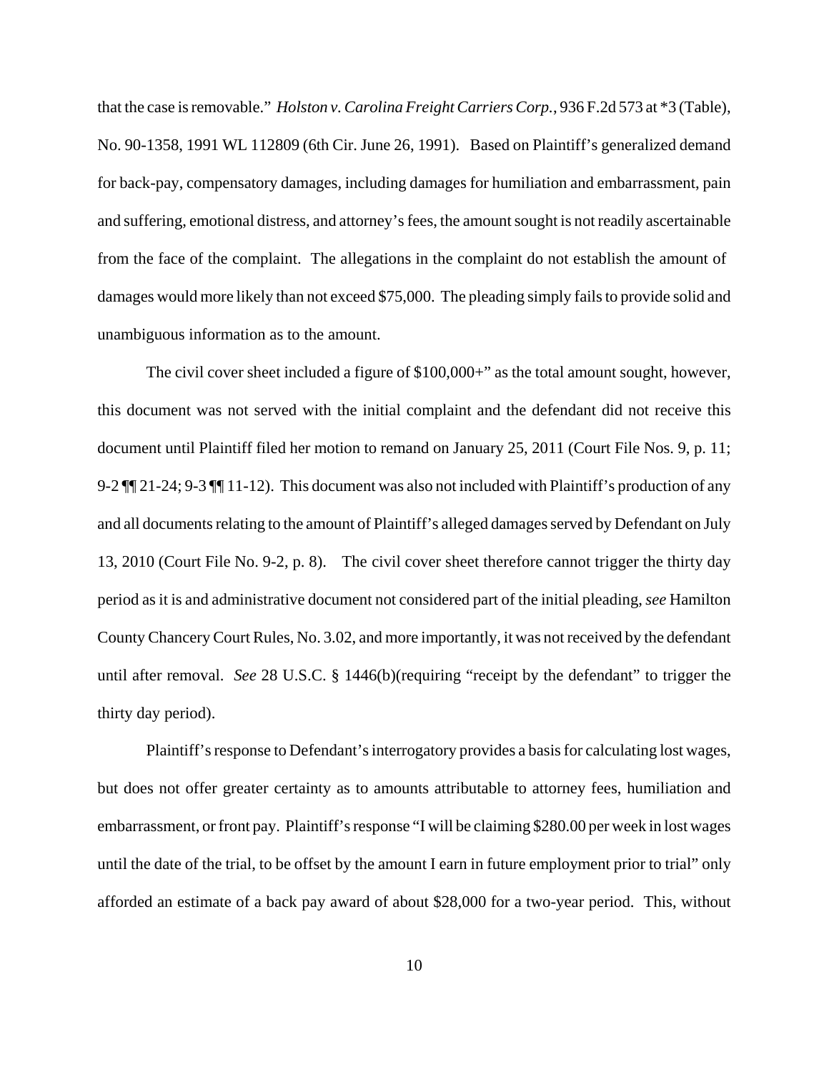that the case is removable." *Holston v. Carolina Freight Carriers Corp.*, 936 F.2d 573 at *3 (Table), No. 90-1358, 1991 WL 112809 (6th Cir. June 26, 1991). Based on Plaintiff's generalized demand for back-pay, compensatory damages, including damages for humiliation and embarrassment, pain and suffering, emotional distress, and attorney's fees, the amount sought is not readily ascertainable from the face of the complaint. The allegations in the complaint do not establish the amount of damages would more likely than not exceed $75,000. The pleading simply fails to provide solid and unambiguous information as to the amount.

The civil cover sheet included a figure of $100,000+" as the total amount sought, however, this document was not served with the initial complaint and the defendant did not receive this document until Plaintiff filed her motion to remand on January 25, 2011 (Court File Nos. 9, p. 11; 9-2 ¶¶ 21-24; 9-3 ¶¶ 11-12). This document was also not included with Plaintiff's production of any and all documents relating to the amount of Plaintiff's alleged damages served by Defendant on July 13, 2010 (Court File No. 9-2, p. 8). The civil cover sheet therefore cannot trigger the thirty day period as it is and administrative document not considered part of the initial pleading, *see* Hamilton County Chancery Court Rules, No. 3.02, and more importantly, it was not received by the defendant until after removal. *See* 28 U.S.C. § 1446(b)(requiring "receipt by the defendant" to trigger the thirty day period).

Plaintiff's response to Defendant's interrogatory provides a basis for calculating lost wages, but does not offer greater certainty as to amounts attributable to attorney fees, humiliation and embarrassment, or front pay. Plaintiff's response "I will be claiming $280.00 per week in lost wages until the date of the trial, to be offset by the amount I earn in future employment prior to trial" only afforded an estimate of a back pay award of about $28,000 for a two-year period. This, without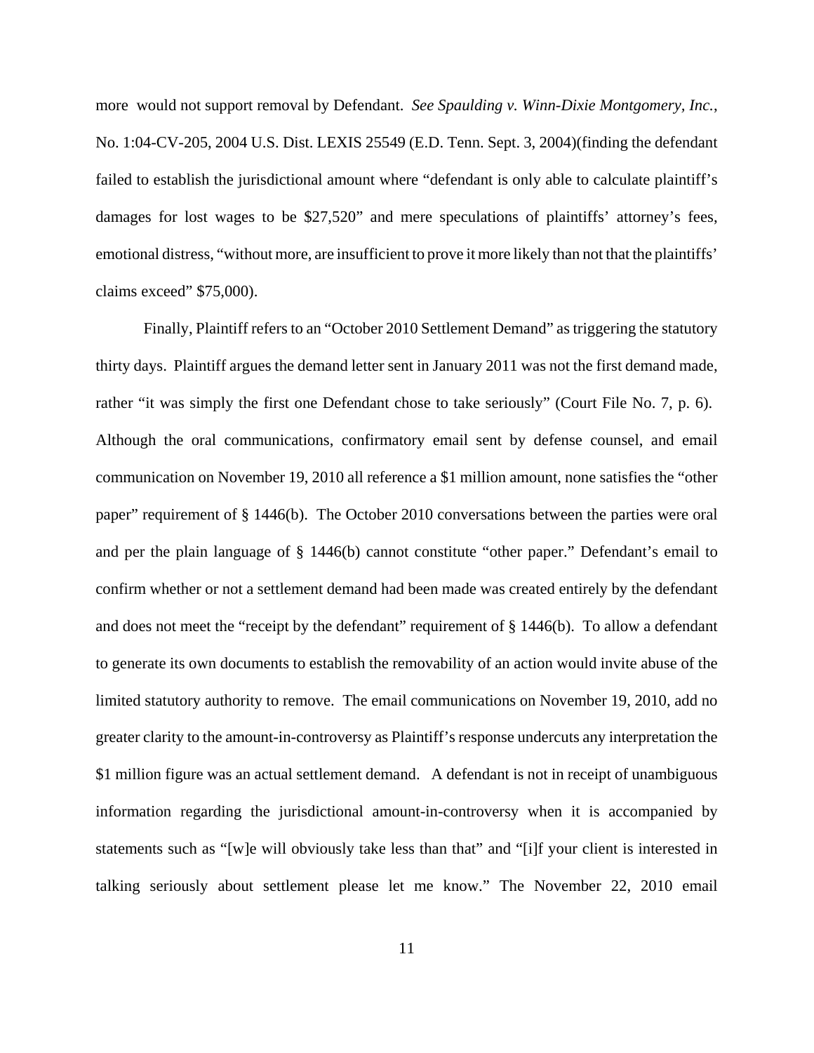more would not support removal by Defendant. *See Spaulding v. Winn-Dixie Montgomery, Inc.*, No. 1:04-CV-205, 2004 U.S. Dist. LEXIS 25549 (E.D. Tenn. Sept. 3, 2004)(finding the defendant failed to establish the jurisdictional amount where "defendant is only able to calculate plaintiff's damages for lost wages to be $27,520" and mere speculations of plaintiffs' attorney's fees, emotional distress, "without more, are insufficient to prove it more likely than not that the plaintiffs' claims exceed" $75,000).

Finally, Plaintiff refers to an "October 2010 Settlement Demand" as triggering the statutory thirty days. Plaintiff argues the demand letter sent in January 2011 was not the first demand made, rather "it was simply the first one Defendant chose to take seriously" (Court File No. 7, p. 6). Although the oral communications, confirmatory email sent by defense counsel, and email communication on November 19, 2010 all reference a $1 million amount, none satisfies the "other paper" requirement of § 1446(b). The October 2010 conversations between the parties were oral and per the plain language of § 1446(b) cannot constitute "other paper." Defendant's email to confirm whether or not a settlement demand had been made was created entirely by the defendant and does not meet the "receipt by the defendant" requirement of § 1446(b). To allow a defendant to generate its own documents to establish the removability of an action would invite abuse of the limited statutory authority to remove. The email communications on November 19, 2010, add no greater clarity to the amount-in-controversy as Plaintiff's response undercuts any interpretation the $1 million figure was an actual settlement demand. A defendant is not in receipt of unambiguous information regarding the jurisdictional amount-in-controversy when it is accompanied by statements such as "[w]e will obviously take less than that" and "[i]f your client is interested in talking seriously about settlement please let me know." The November 22, 2010 email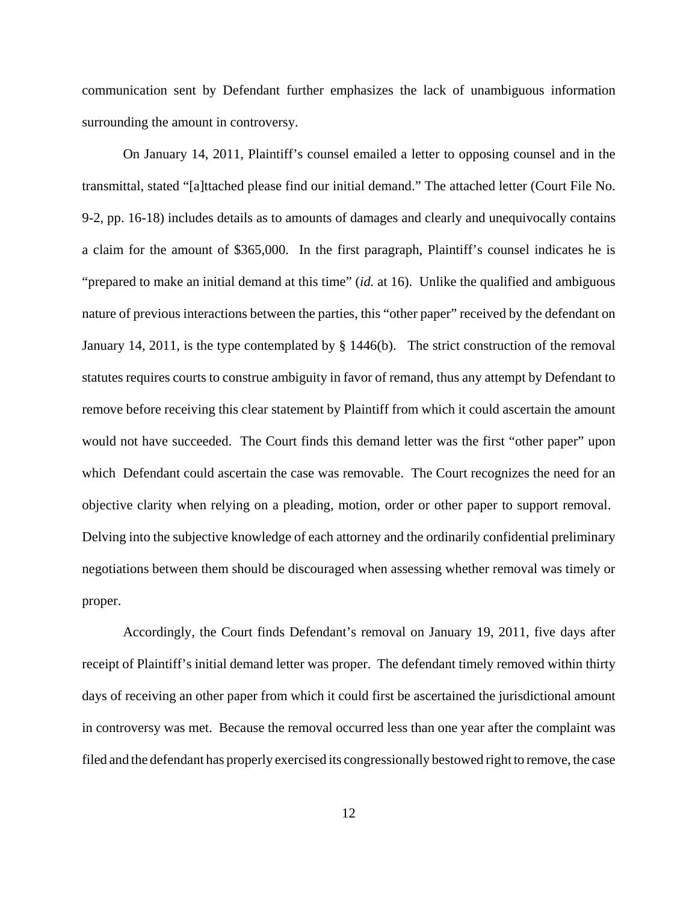communication sent by Defendant further emphasizes the lack of unambiguous information surrounding the amount in controversy.

On January 14, 2011, Plaintiff's counsel emailed a letter to opposing counsel and in the transmittal, stated "[a]ttached please find our initial demand." The attached letter (Court File No. 9-2, pp. 16-18) includes details as to amounts of damages and clearly and unequivocally contains a claim for the amount of $365,000. In the first paragraph, Plaintiff's counsel indicates he is "prepared to make an initial demand at this time" (*id.* at 16). Unlike the qualified and ambiguous nature of previous interactions between the parties, this "other paper" received by the defendant on January 14, 2011, is the type contemplated by § 1446(b). The strict construction of the removal statutes requires courts to construe ambiguity in favor of remand, thus any attempt by Defendant to remove before receiving this clear statement by Plaintiff from which it could ascertain the amount would not have succeeded. The Court finds this demand letter was the first "other paper" upon which Defendant could ascertain the case was removable. The Court recognizes the need for an objective clarity when relying on a pleading, motion, order or other paper to support removal. Delving into the subjective knowledge of each attorney and the ordinarily confidential preliminary negotiations between them should be discouraged when assessing whether removal was timely or proper.

Accordingly, the Court finds Defendant's removal on January 19, 2011, five days after receipt of Plaintiff's initial demand letter was proper. The defendant timely removed within thirty days of receiving an other paper from which it could first be ascertained the jurisdictional amount in controversy was met. Because the removal occurred less than one year after the complaint was filed and the defendant has properly exercised its congressionally bestowed right to remove, the case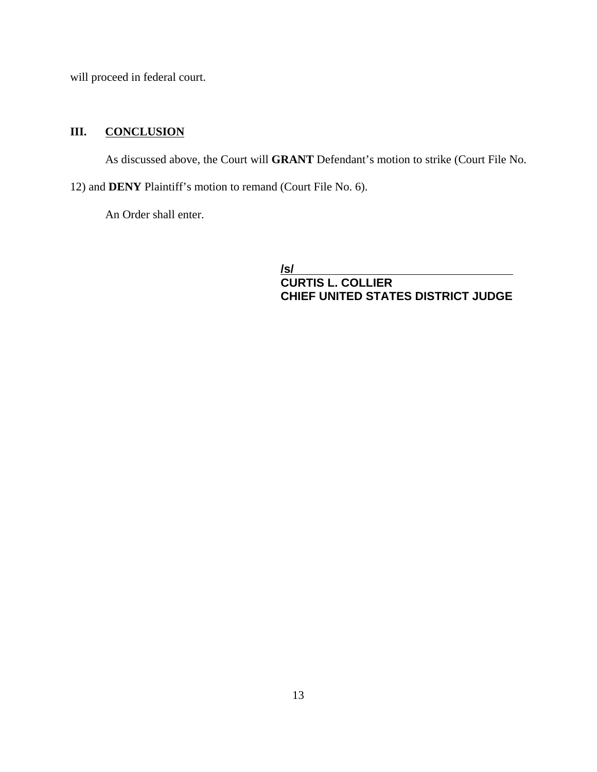will proceed in federal court.

## III. CONCLUSION

As discussed above, the Court will **GRANT** Defendant's motion to strike (Court File No. 12) and **DENY** Plaintiff's motion to remand (Court File No. 6).

An Order shall enter.

**/s/**
**CURTIS L. COLLIER**
**CHIEF UNITED STATES DISTRICT JUDGE**